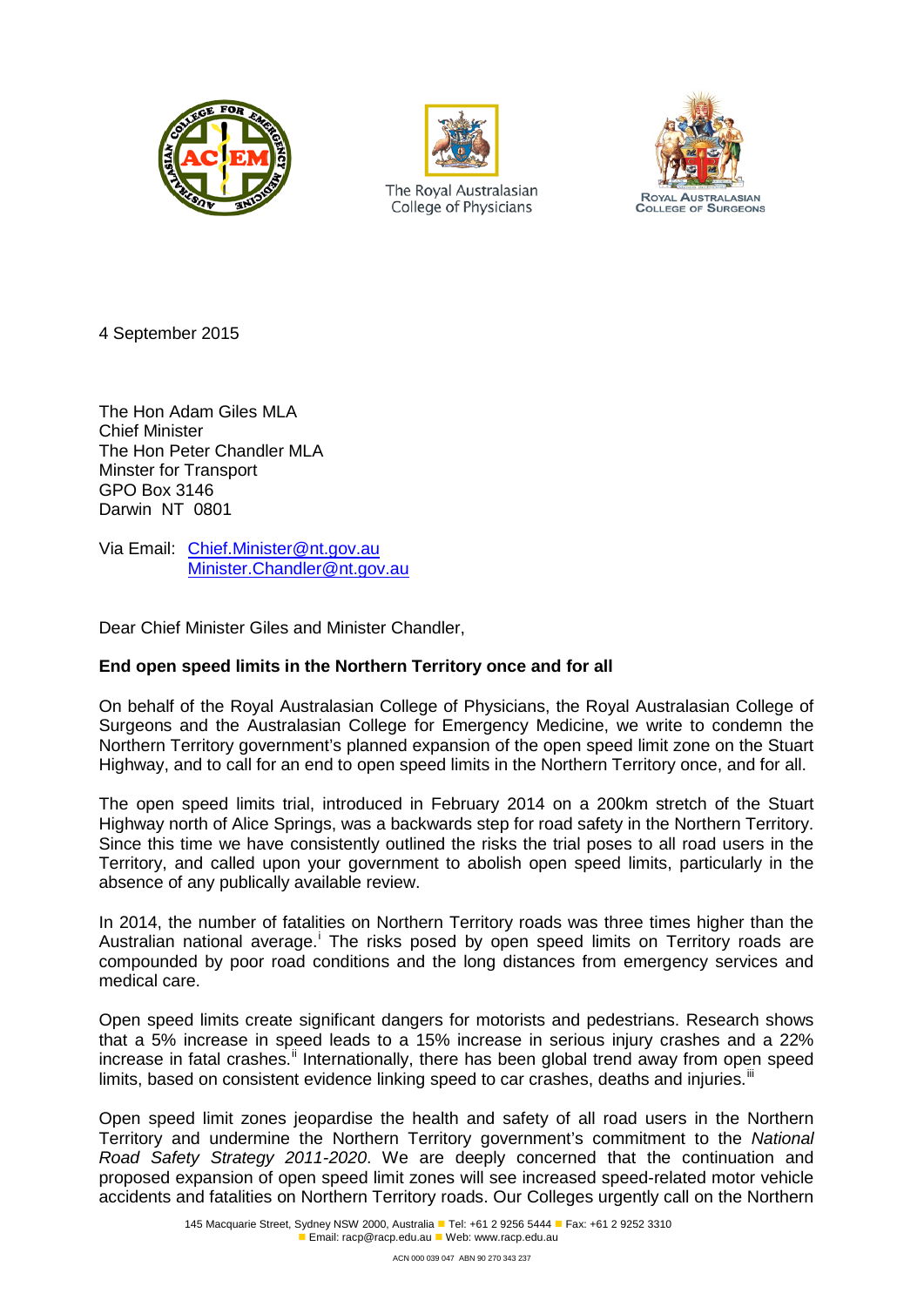The Royal Australasian College of Physicians

Royal Australasian College of Surgeons

4 September 2015

The Hon Adam Giles MLA
Chief Minister
The Hon Peter Chandler MLA
Minster for Transport
GPO Box 3146
Darwin NT 0801

Via Email: Chief.Minister@nt.gov.au
Minister.Chandler@nt.gov.au

Dear Chief Minister Giles and Minister Chandler,

**End open speed limits in the Northern Territory once and for all**

On behalf of the Royal Australasian College of Physicians, the Royal Australasian College of Surgeons and the Australasian College for Emergency Medicine, we write to condemn the Northern Territory government's planned expansion of the open speed limit zone on the Stuart Highway, and to call for an end to open speed limits in the Northern Territory once, and for all.

The open speed limits trial, introduced in February 2014 on a 200km stretch of the Stuart Highway north of Alice Springs, was a backwards step for road safety in the Northern Territory. Since this time we have consistently outlined the risks the trial poses to all road users in the Territory, and called upon your government to abolish open speed limits, particularly in the absence of any publically available review.

In 2014, the number of fatalities on Northern Territory roads was three times higher than the Australian national average.[i] The risks posed by open speed limits on Territory roads are compounded by poor road conditions and the long distances from emergency services and medical care.

Open speed limits create significant dangers for motorists and pedestrians. Research shows that a 5% increase in speed leads to a 15% increase in serious injury crashes and a 22% increase in fatal crashes.[ii] Internationally, there has been global trend away from open speed limits, based on consistent evidence linking speed to car crashes, deaths and injuries.[iii]

Open speed limit zones jeopardise the health and safety of all road users in the Northern Territory and undermine the Northern Territory government's commitment to the *National Road Safety Strategy 2011-2020*. We are deeply concerned that the continuation and proposed expansion of open speed limit zones will see increased speed-related motor vehicle accidents and fatalities on Northern Territory roads. Our Colleges urgently call on the Northern

145 Macquarie Street, Sydney NSW 2000, Australia ■ Tel: +61 2 9256 5444 ■ Fax: +61 2 9252 3310
■ Email: racp@racp.edu.au ■ Web: www.racp.edu.au

ACN 000 039 047 ABN 90 270 343 237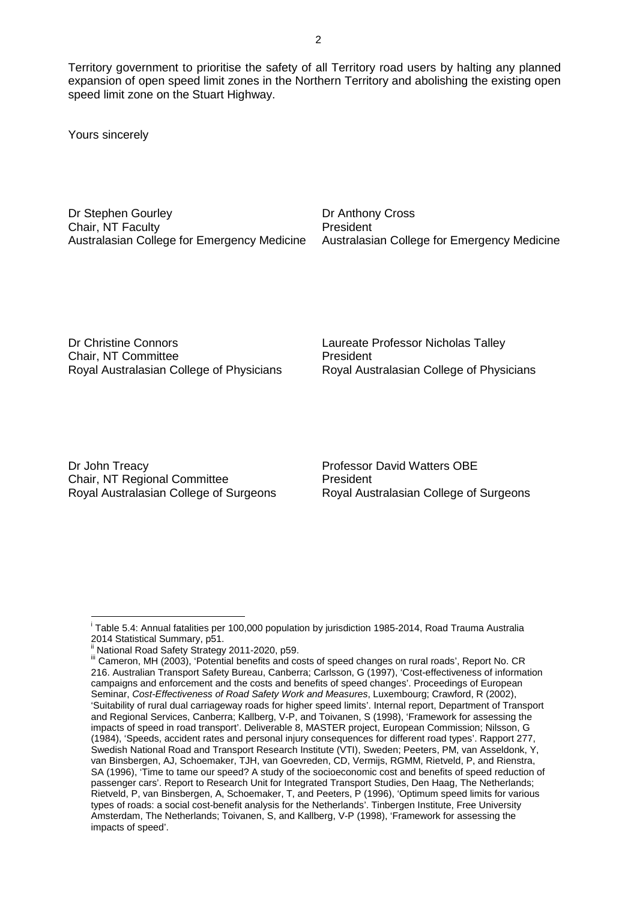Territory government to prioritise the safety of all Territory road users by halting any planned expansion of open speed limit zones in the Northern Territory and abolishing the existing open speed limit zone on the Stuart Highway.

Yours sincerely

Dr Stephen Gourley
Chair, NT Faculty
Australasian College for Emergency Medicine

Dr Anthony Cross
President
Australasian College for Emergency Medicine

Dr Christine Connors
Chair, NT Committee
Royal Australasian College of Physicians

Laureate Professor Nicholas Talley
President
Royal Australasian College of Physicians

Dr John Treacy
Chair, NT Regional Committee
Royal Australasian College of Surgeons

Professor David Watters OBE
President
Royal Australasian College of Surgeons

---

[i] Table 5.4: Annual fatalities per 100,000 population by jurisdiction 1985-2014, Road Trauma Australia 2014 Statistical Summary, p51.

[ii] National Road Safety Strategy 2011-2020, p59.

[iii] Cameron, MH (2003), 'Potential benefits and costs of speed changes on rural roads', Report No. CR 216. Australian Transport Safety Bureau, Canberra; Carlsson, G (1997), 'Cost-effectiveness of information campaigns and enforcement and the costs and benefits of speed changes'. Proceedings of European Seminar, *Cost-Effectiveness of Road Safety Work and Measures*, Luxembourg; Crawford, R (2002), 'Suitability of rural dual carriageway roads for higher speed limits'. Internal report, Department of Transport and Regional Services, Canberra; Kallberg, V-P, and Toivanen, S (1998), 'Framework for assessing the impacts of speed in road transport'. Deliverable 8, MASTER project, European Commission; Nilsson, G (1984), 'Speeds, accident rates and personal injury consequences for different road types'. Rapport 277, Swedish National Road and Transport Research Institute (VTI), Sweden; Peeters, PM, van Asseldonk, Y, van Binsbergen, AJ, Schoemaker, TJH, van Goevreden, CD, Vermijs, RGMM, Rietveld, P, and Rienstra, SA (1996), 'Time to tame our speed? A study of the socioeconomic cost and benefits of speed reduction of passenger cars'. Report to Research Unit for Integrated Transport Studies, Den Haag, The Netherlands; Rietveld, P, van Binsbergen, A, Schoemaker, T, and Peeters, P (1996), 'Optimum speed limits for various types of roads: a social cost-benefit analysis for the Netherlands'. Tinbergen Institute, Free University Amsterdam, The Netherlands; Toivanen, S, and Kallberg, V-P (1998), 'Framework for assessing the impacts of speed'.